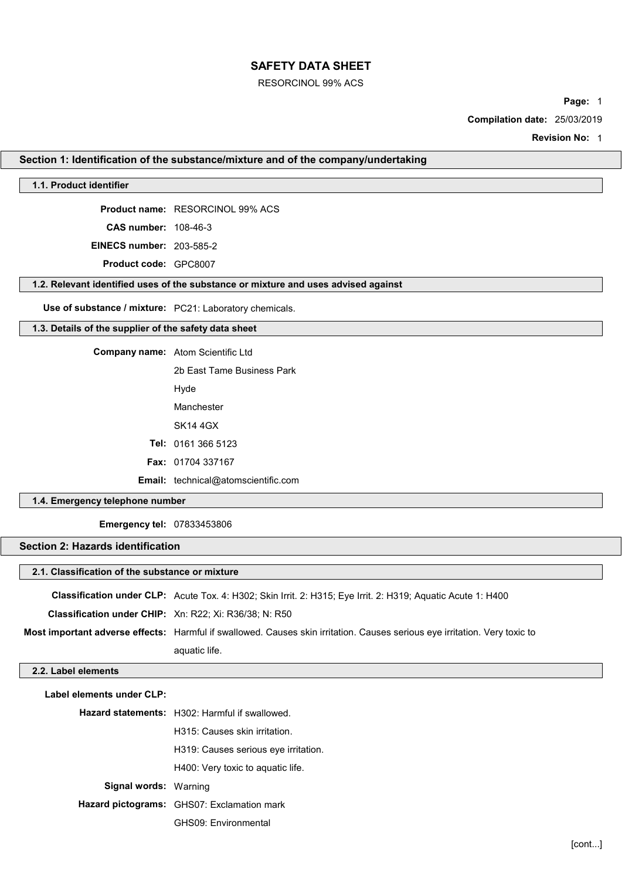# SAFETY DATA SHEET

RESORCINOL 99% ACS

**Compilation date:** 25/03/2019

**Revision No:** 1

## Section 1: Identification of the substance/mixture and of the company/undertaking

### 1.1. Product identifier

**Product name:** RESORCINOL 99% ACS

**CAS number:** 108-46-3

**EINECS number:** 203-585-2

**Product code:** GPC8007

### 1.2. Relevant identified uses of the substance or mixture and uses advised against

**Use of substance / mixture:** PC21: Laboratory chemicals.

### 1.3. Details of the supplier of the safety data sheet

**Company name:** Atom Scientific Ltd

2b East Tame Business Park

Hyde

Manchester

SK14 4GX

**Tel:** 0161 366 5123

**Fax:** 01704 337167

**Email:** technical@atomscientific.com

### 1.4. Emergency telephone number

**Emergency tel:** 07833453806

## Section 2: Hazards identification

### 2.1. Classification of the substance or mixture

**Classification under CLP:** Acute Tox. 4: H302; Skin Irrit. 2: H315; Eye Irrit. 2: H319; Aquatic Acute 1: H400

**Classification under CHIP:** Xn: R22; Xi: R36/38; N: R50

**Most important adverse effects:** Harmful if swallowed. Causes skin irritation. Causes serious eye irritation. Very toxic to aquatic life.

### 2.2. Label elements

**Label elements under CLP:**

**Hazard statements:** H302: Harmful if swallowed.

H315: Causes skin irritation.

H319: Causes serious eye irritation.

H400: Very toxic to aquatic life.

**Signal words:** Warning

**Hazard pictograms:** GHS07: Exclamation mark

GHS09: Environmental

[cont...]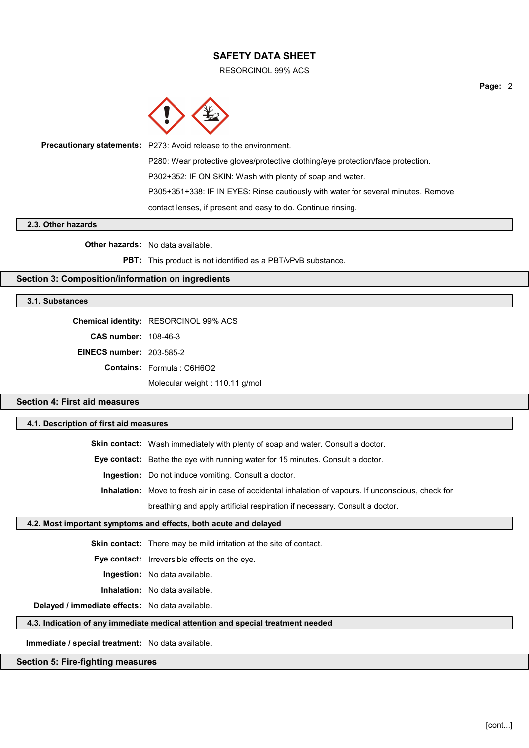**Precautionary statements:** P273: Avoid release to the environment.

P280: Wear protective gloves/protective clothing/eye protection/face protection.

P302+352: IF ON SKIN: Wash with plenty of soap and water.

P305+351+338: IF IN EYES: Rinse cautiously with water for several minutes. Remove contact lenses, if present and easy to do. Continue rinsing.

### 2.3. Other hazards

**Other hazards:** No data available.

**PBT:** This product is not identified as a PBT/vPvB substance.

## Section 3: Composition/information on ingredients

### 3.1. Substances

**Chemical identity:** RESORCINOL 99% ACS

**CAS number:** 108-46-3

**EINECS number:** 203-585-2

**Contains:** Formula : $C_6H_6O_2$

Molecular weight : 110.11 g/mol

## Section 4: First aid measures

### 4.1. Description of first aid measures

**Skin contact:** Wash immediately with plenty of soap and water. Consult a doctor.

**Eye contact:** Bathe the eye with running water for 15 minutes. Consult a doctor.

**Ingestion:** Do not induce vomiting. Consult a doctor.

**Inhalation:** Move to fresh air in case of accidental inhalation of vapours. If unconscious, check for breathing and apply artificial respiration if necessary. Consult a doctor.

### 4.2. Most important symptoms and effects, both acute and delayed

**Skin contact:** There may be mild irritation at the site of contact.

**Eye contact:** Irreversible effects on the eye.

**Ingestion:** No data available.

**Inhalation:** No data available.

**Delayed / immediate effects:** No data available.

### 4.3. Indication of any immediate medical attention and special treatment needed

**Immediate / special treatment:** No data available.

## Section 5: Fire-fighting measures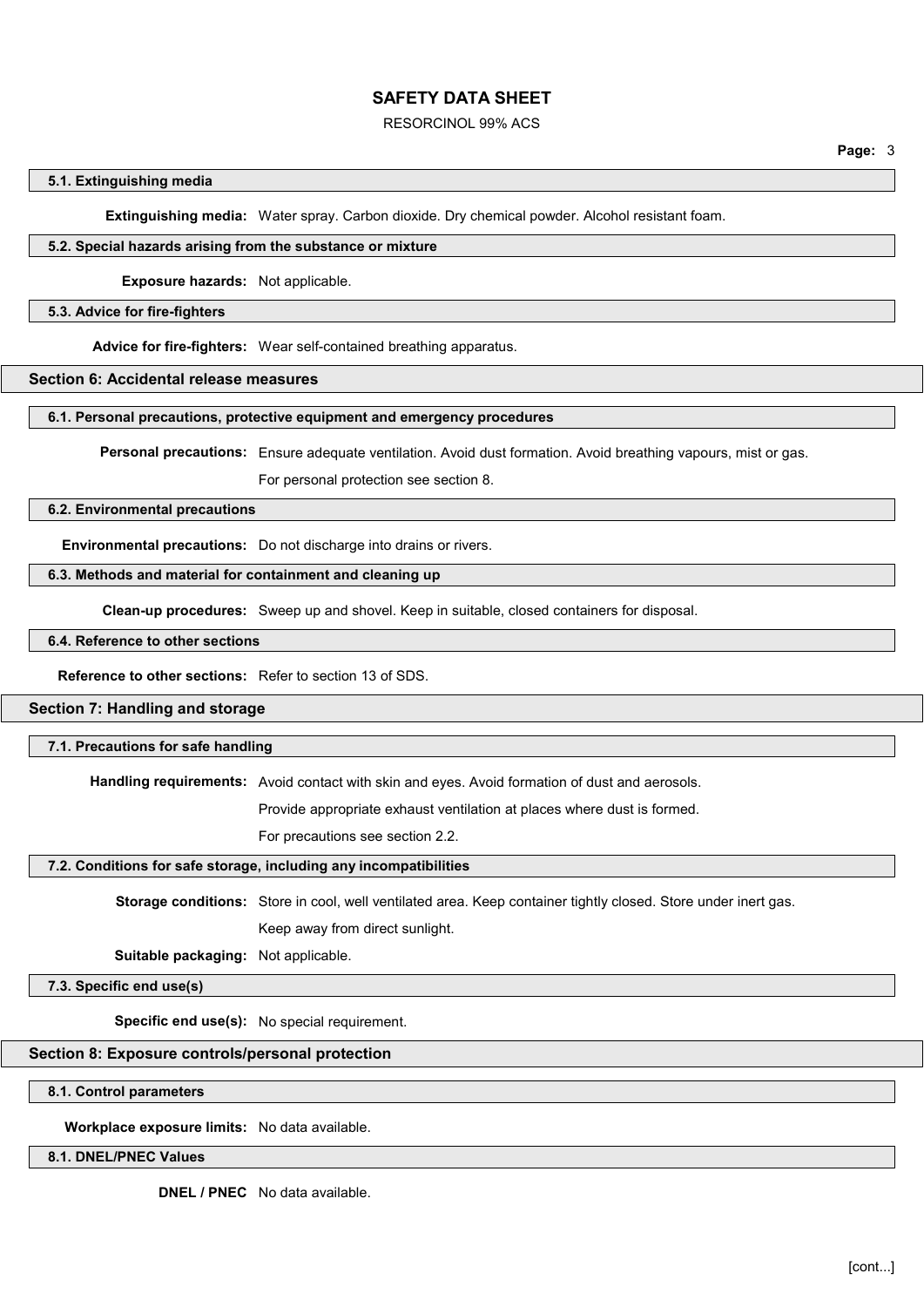### 5.1. Extinguishing media

**Extinguishing media:** Water spray. Carbon dioxide. Dry chemical powder. Alcohol resistant foam.

### 5.2. Special hazards arising from the substance or mixture

**Exposure hazards:** Not applicable.

### 5.3. Advice for fire-fighters

**Advice for fire-fighters:** Wear self-contained breathing apparatus.

## Section 6: Accidental release measures

### 6.1. Personal precautions, protective equipment and emergency procedures

**Personal precautions:** Ensure adequate ventilation. Avoid dust formation. Avoid breathing vapours, mist or gas.

For personal protection see section 8.

### 6.2. Environmental precautions

**Environmental precautions:** Do not discharge into drains or rivers.

### 6.3. Methods and material for containment and cleaning up

**Clean-up procedures:** Sweep up and shovel. Keep in suitable, closed containers for disposal.

### 6.4. Reference to other sections

**Reference to other sections:** Refer to section 13 of SDS.

## Section 7: Handling and storage

### 7.1. Precautions for safe handling

**Handling requirements:** Avoid contact with skin and eyes. Avoid formation of dust and aerosols.

Provide appropriate exhaust ventilation at places where dust is formed.

For precautions see section 2.2.

### 7.2. Conditions for safe storage, including any incompatibilities

**Storage conditions:** Store in cool, well ventilated area. Keep container tightly closed. Store under inert gas.

Keep away from direct sunlight.

**Suitable packaging:** Not applicable.

### 7.3. Specific end use(s)

**Specific end use(s):** No special requirement.

## Section 8: Exposure controls/personal protection

### 8.1. Control parameters

**Workplace exposure limits:** No data available.

### 8.1. DNEL/PNEC Values

**DNEL / PNEC** No data available.

[cont...]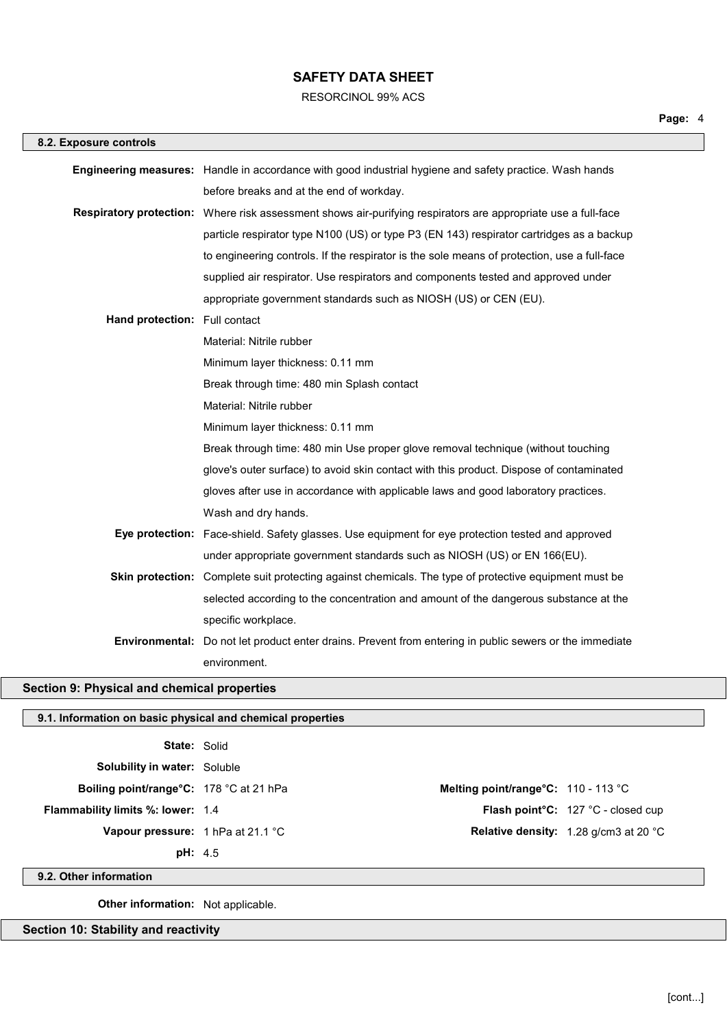### 8.2. Exposure controls

**Engineering measures:** Handle in accordance with good industrial hygiene and safety practice. Wash hands before breaks and at the end of workday.

**Respiratory protection:** Where risk assessment shows air-purifying respirators are appropriate use a full-face particle respirator type N100 (US) or type P3 (EN 143) respirator cartridges as a backup to engineering controls. If the respirator is the sole means of protection, use a full-face supplied air respirator. Use respirators and components tested and approved under appropriate government standards such as NIOSH (US) or CEN (EU).

**Hand protection:** Full contact
Material: Nitrile rubber
Minimum layer thickness: 0.11 mm
Break through time: 480 min Splash contact
Material: Nitrile rubber
Minimum layer thickness: 0.11 mm
Break through time: 480 min Use proper glove removal technique (without touching glove's outer surface) to avoid skin contact with this product. Dispose of contaminated gloves after use in accordance with applicable laws and good laboratory practices. Wash and dry hands.

**Eye protection:** Face-shield. Safety glasses. Use equipment for eye protection tested and approved under appropriate government standards such as NIOSH (US) or EN 166(EU).

**Skin protection:** Complete suit protecting against chemicals. The type of protective equipment must be selected according to the concentration and amount of the dangerous substance at the specific workplace.

**Environmental:** Do not let product enter drains. Prevent from entering in public sewers or the immediate environment.

## Section 9: Physical and chemical properties

### 9.1. Information on basic physical and chemical properties

**State:** Solid

**Solubility in water:** Soluble

**Boiling point/range°C:** 178 °C at 21 hPa

**Melting point/range°C:** 110 - 113 °C

**Flammability limits %: lower:** 1.4

**Flash point°C:** 127 °C - closed cup

**Vapour pressure:** 1 hPa at 21.1 °C

**Relative density:** 1.28 g/cm3 at 20 °C

**pH:** 4.5

### 9.2. Other information

**Other information:** Not applicable.

## Section 10: Stability and reactivity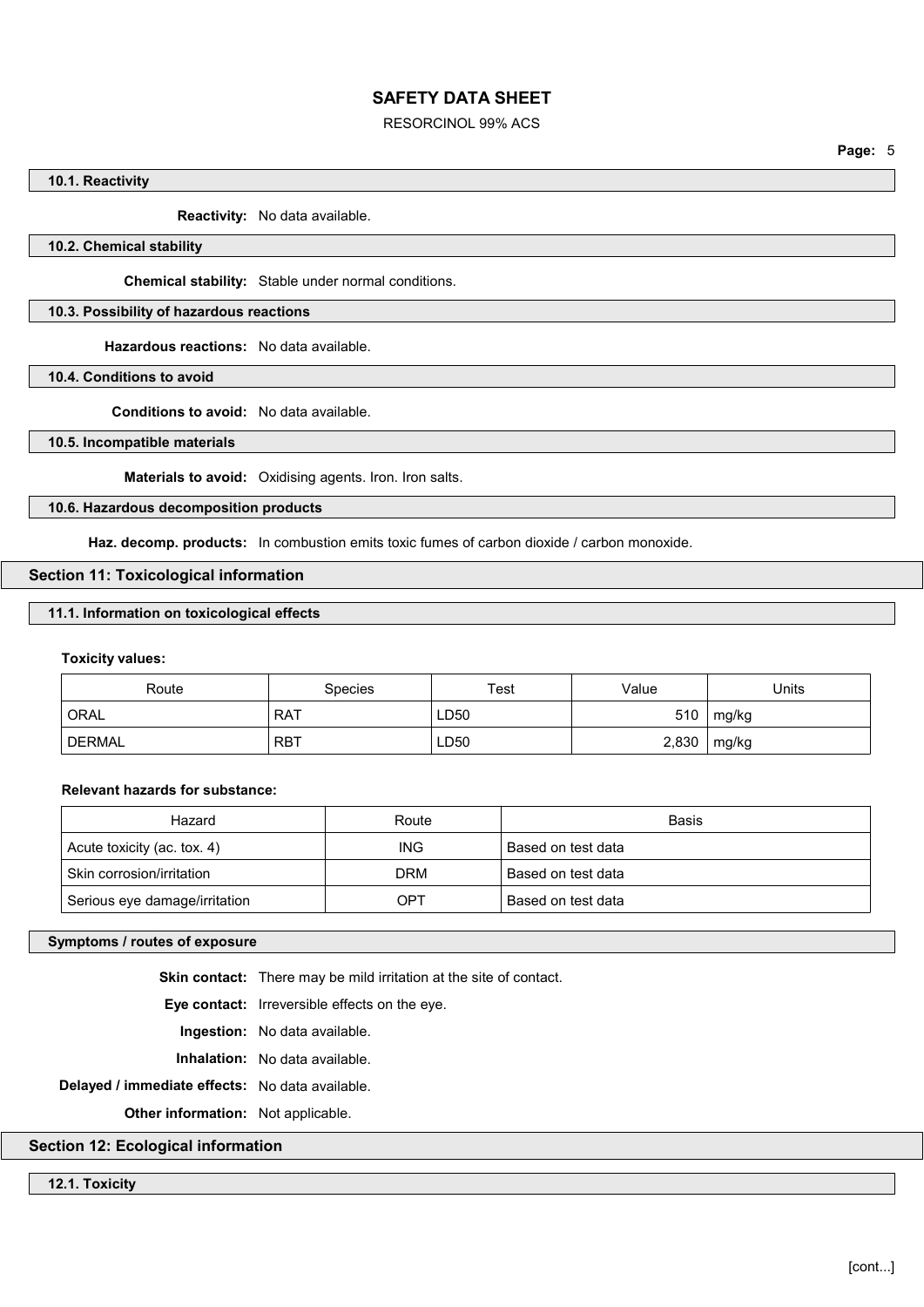### 10.1. Reactivity

**Reactivity:** No data available.

### 10.2. Chemical stability

**Chemical stability:** Stable under normal conditions.

### 10.3. Possibility of hazardous reactions

**Hazardous reactions:** No data available.

### 10.4. Conditions to avoid

**Conditions to avoid:** No data available.

### 10.5. Incompatible materials

**Materials to avoid:** Oxidising agents. Iron. Iron salts.

### 10.6. Hazardous decomposition products

**Haz. decomp. products:** In combustion emits toxic fumes of carbon dioxide / carbon monoxide.

## Section 11: Toxicological information

### 11.1. Information on toxicological effects

**Toxicity values:**

| Route | Species | Test | Value | Units |
|---|---|---|---|---|
| ORAL | RAT | LD50 | 510 | mg/kg |
| DERMAL | RBT | LD50 | 2,830 | mg/kg |

**Relevant hazards for substance:**

| Hazard | Route | Basis |
|---|---|---|
| Acute toxicity (ac. tox. 4) | ING | Based on test data |
| Skin corrosion/irritation | DRM | Based on test data |
| Serious eye damage/irritation | OPT | Based on test data |

### Symptoms / routes of exposure

**Skin contact:** There may be mild irritation at the site of contact.

**Eye contact:** Irreversible effects on the eye.

**Ingestion:** No data available.

**Inhalation:** No data available.

**Delayed / immediate effects:** No data available.

**Other information:** Not applicable.

## Section 12: Ecological information

### 12.1. Toxicity

[cont...]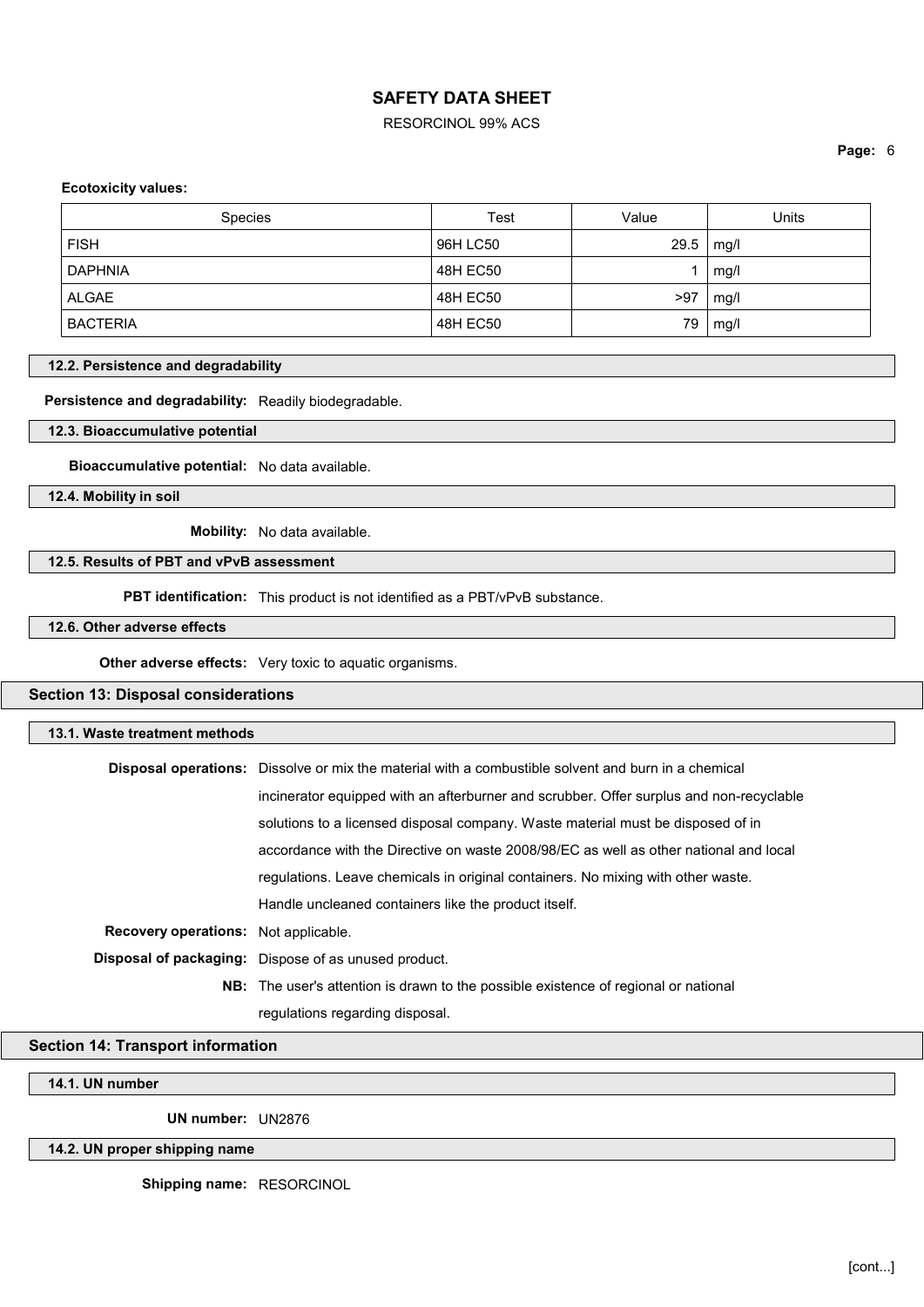**Ecotoxicity values:**

| Species | Test | Value | Units |
|---|---|---|---|
| FISH | 96H LC50 | 29.5 | mg/l |
| DAPHNIA | 48H EC50 | 1 | mg/l |
| ALGAE | 48H EC50 | >97 | mg/l |
| BACTERIA | 48H EC50 | 79 | mg/l |

### 12.2. Persistence and degradability

**Persistence and degradability:** Readily biodegradable.

### 12.3. Bioaccumulative potential

**Bioaccumulative potential:** No data available.

### 12.4. Mobility in soil

**Mobility:** No data available.

### 12.5. Results of PBT and vPvB assessment

**PBT identification:** This product is not identified as a PBT/vPvB substance.

### 12.6. Other adverse effects

**Other adverse effects:** Very toxic to aquatic organisms.

## Section 13: Disposal considerations

### 13.1. Waste treatment methods

**Disposal operations:** Dissolve or mix the material with a combustible solvent and burn in a chemical incinerator equipped with an afterburner and scrubber. Offer surplus and non-recyclable solutions to a licensed disposal company. Waste material must be disposed of in accordance with the Directive on waste 2008/98/EC as well as other national and local regulations. Leave chemicals in original containers. No mixing with other waste. Handle uncleaned containers like the product itself.

**Recovery operations:** Not applicable.

**Disposal of packaging:** Dispose of as unused product.

**NB:** The user's attention is drawn to the possible existence of regional or national regulations regarding disposal.

## Section 14: Transport information

### 14.1. UN number

**UN number:** UN2876

### 14.2. UN proper shipping name

**Shipping name:** RESORCINOL

[cont...]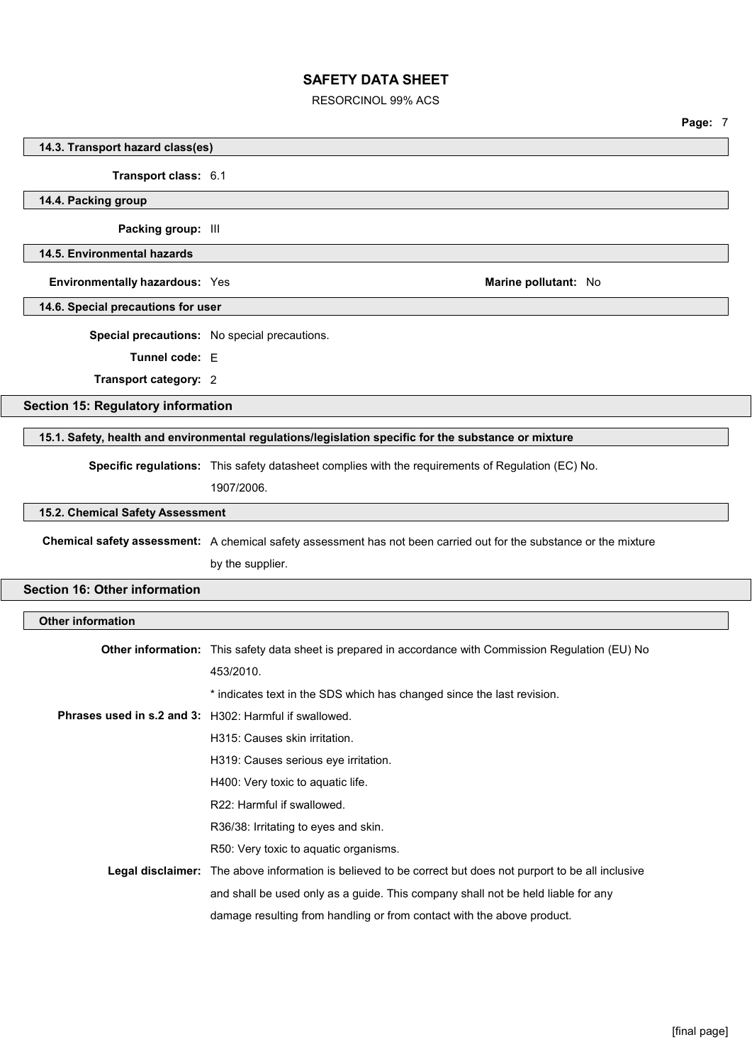### 14.3. Transport hazard class(es)

**Transport class:** 6.1

### 14.4. Packing group

**Packing group:** III

### 14.5. Environmentally hazards

**Environmentally hazardous:** Yes

**Marine pollutant:** No

### 14.6. Special precautions for user

**Special precautions:** No special precautions.

**Tunnel code:** E

**Transport category:** 2

## Section 15: Regulatory information

### 15.1. Safety, health and environmental regulations/legislation specific for the substance or mixture

**Specific regulations:** This safety datasheet complies with the requirements of Regulation (EC) No. 1907/2006.

### 15.2. Chemical Safety Assessment

**Chemical safety assessment:** A chemical safety assessment has not been carried out for the substance or the mixture by the supplier.

## Section 16: Other information

### Other information

**Other information:** This safety data sheet is prepared in accordance with Commission Regulation (EU) No 453/2010.

* indicates text in the SDS which has changed since the last revision.

**Phrases used in s.2 and 3:** H302: Harmful if swallowed.

H315: Causes skin irritation.

H319: Causes serious eye irritation.

H400: Very toxic to aquatic life.

R22: Harmful if swallowed.

R36/38: Irritating to eyes and skin.

R50: Very toxic to aquatic organisms.

**Legal disclaimer:** The above information is believed to be correct but does not purport to be all inclusive and shall be used only as a guide. This company shall not be held liable for any damage resulting from handling or from contact with the above product.

[final page]